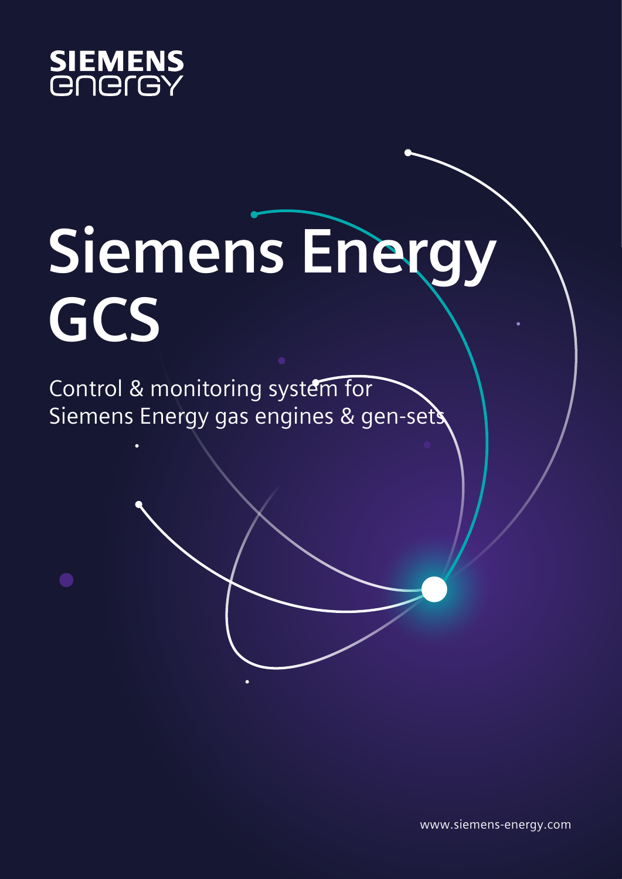SIEMENS
energy

# Siemens Energy GCS

Control & monitoring system for
Siemens Energy gas engines & gen-sets

www.siemens-energy.com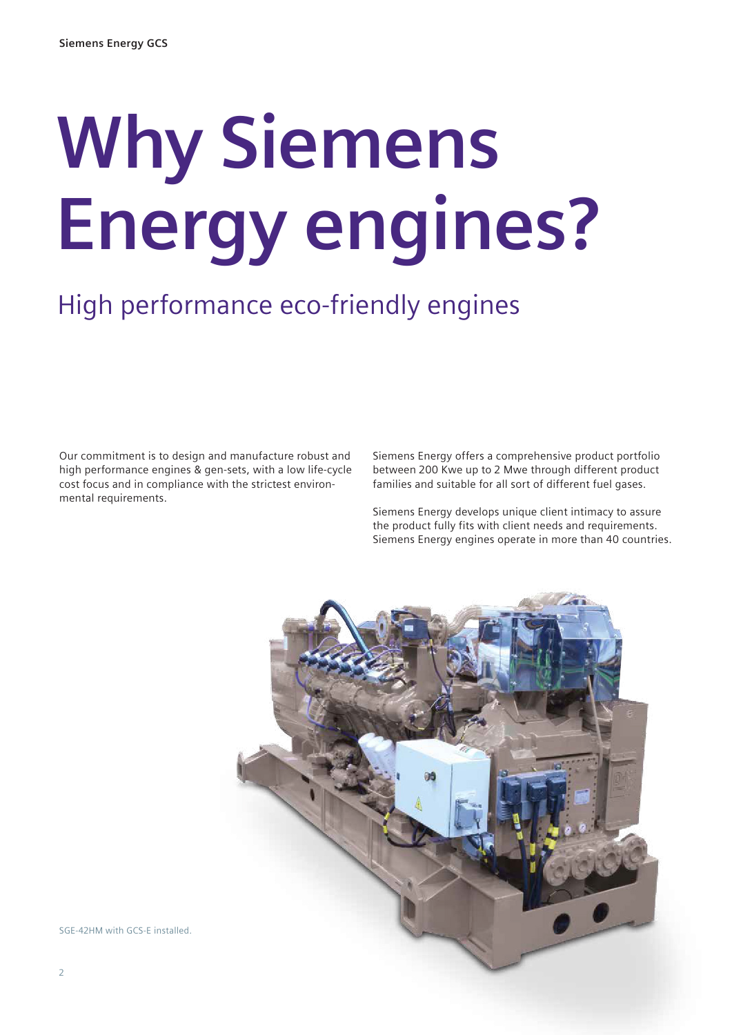# Why Siemens Energy engines?

## High performance eco-friendly engines

Our commitment is to design and manufacture robust and high performance engines & gen-sets, with a low life-cycle cost focus and in compliance with the strictest environmental requirements.

Siemens Energy offers a comprehensive product portfolio between 200 Kwe up to 2 Mwe through different product families and suitable for all sort of different fuel gases.

Siemens Energy develops unique client intimacy to assure the product fully fits with client needs and requirements. Siemens Energy engines operate in more than 40 countries.

SGE-42HM with GCS-E installed.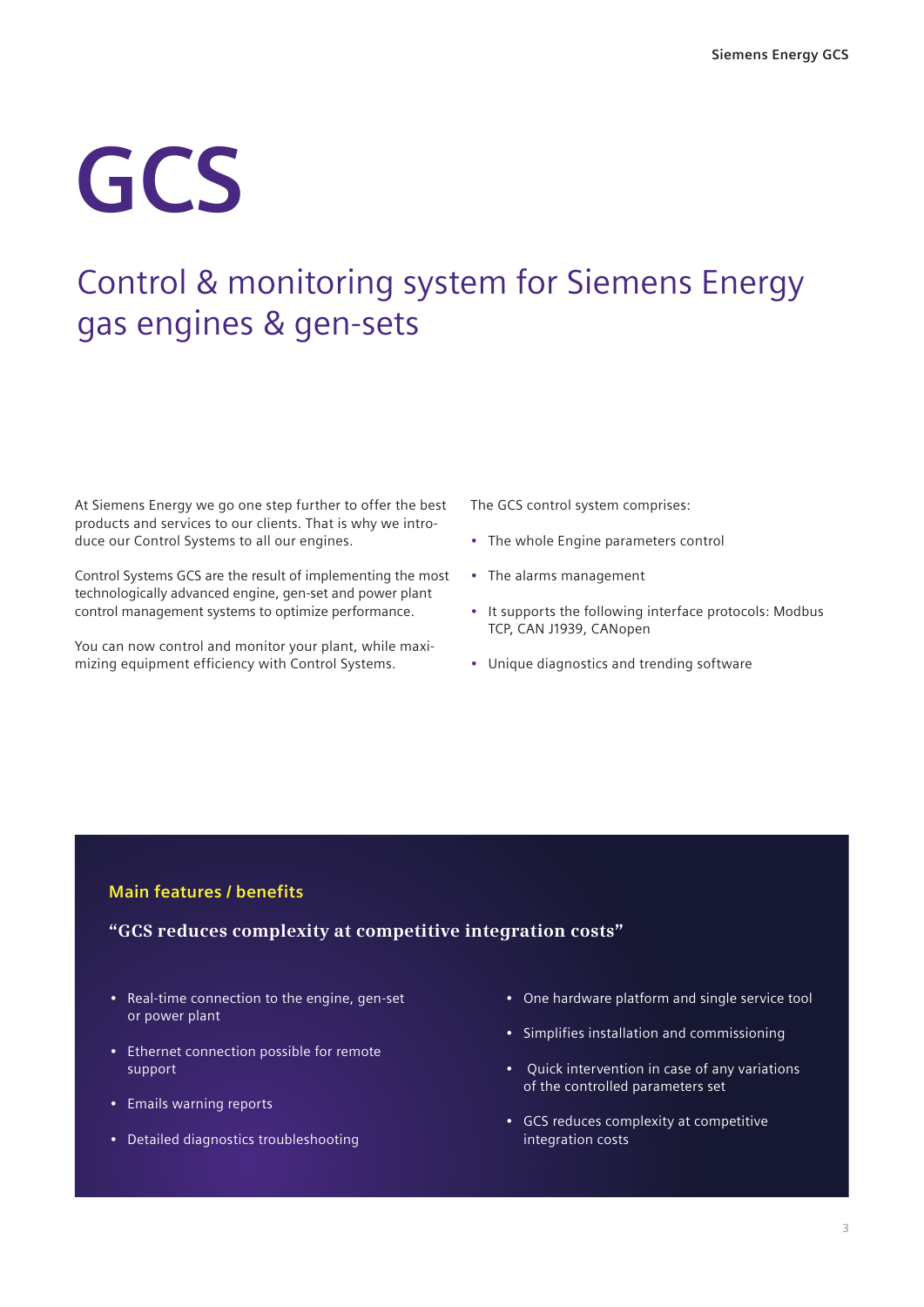# GCS

## Control & monitoring system for Siemens Energy gas engines & gen-sets

At Siemens Energy we go one step further to offer the best products and services to our clients. That is why we introduce our Control Systems to all our engines.

Control Systems GCS are the result of implementing the most technologically advanced engine, gen-set and power plant control management systems to optimize performance.

You can now control and monitor your plant, while maximizing equipment efficiency with Control Systems.

The GCS control system comprises:

- The whole Engine parameters control
- The alarms management
- It supports the following interface protocols: Modbus TCP, CAN J1939, CANopen
- Unique diagnostics and trending software

### Main features / benefits

**"GCS reduces complexity at competitive integration costs"**

- Real-time connection to the engine, gen-set or power plant
- Ethernet connection possible for remote support
- Emails warning reports
- Detailed diagnostics troubleshooting
- One hardware platform and single service tool
- Simplifies installation and commissioning
- Quick intervention in case of any variations of the controlled parameters set
- GCS reduces complexity at competitive integration costs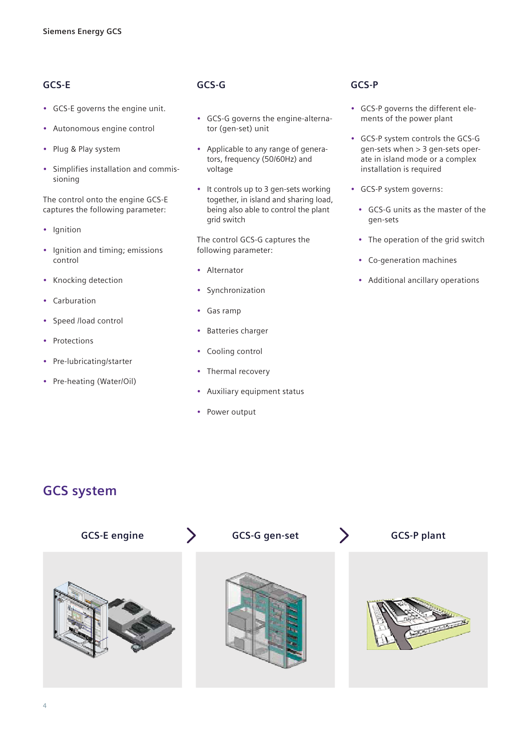## GCS-E

- GCS-E governs the engine unit.
- Autonomous engine control
- Plug & Play system
- Simplifies installation and commissioning

The control onto the engine GCS-E captures the following parameter:

- Ignition
- Ignition and timing; emissions control
- Knocking detection
- Carburation
- Speed /load control
- Protections
- Pre-lubricating/starter
- Pre-heating (Water/Oil)

## GCS-G

- GCS-G governs the engine-alternator (gen-set) unit
- Applicable to any range of generators, frequency (50/60Hz) and voltage
- It controls up to 3 gen-sets working together, in island and sharing load, being also able to control the plant grid switch

The control GCS-G captures the following parameter:

- Alternator
- Synchronization
- Gas ramp
- Batteries charger
- Cooling control
- Thermal recovery
- Auxiliary equipment status
- Power output

## GCS-P

- GCS-P governs the different elements of the power plant
- GCS-P system controls the GCS-G gen-sets when > 3 gen-sets operate in island mode or a complex installation is required
- GCS-P system governs:
  - GCS-G units as the master of the gen-sets
  - The operation of the grid switch
  - Co-generation machines
  - Additional ancillary operations

# GCS system

**GCS-E engine** > **GCS-G gen-set** > **GCS-P plant**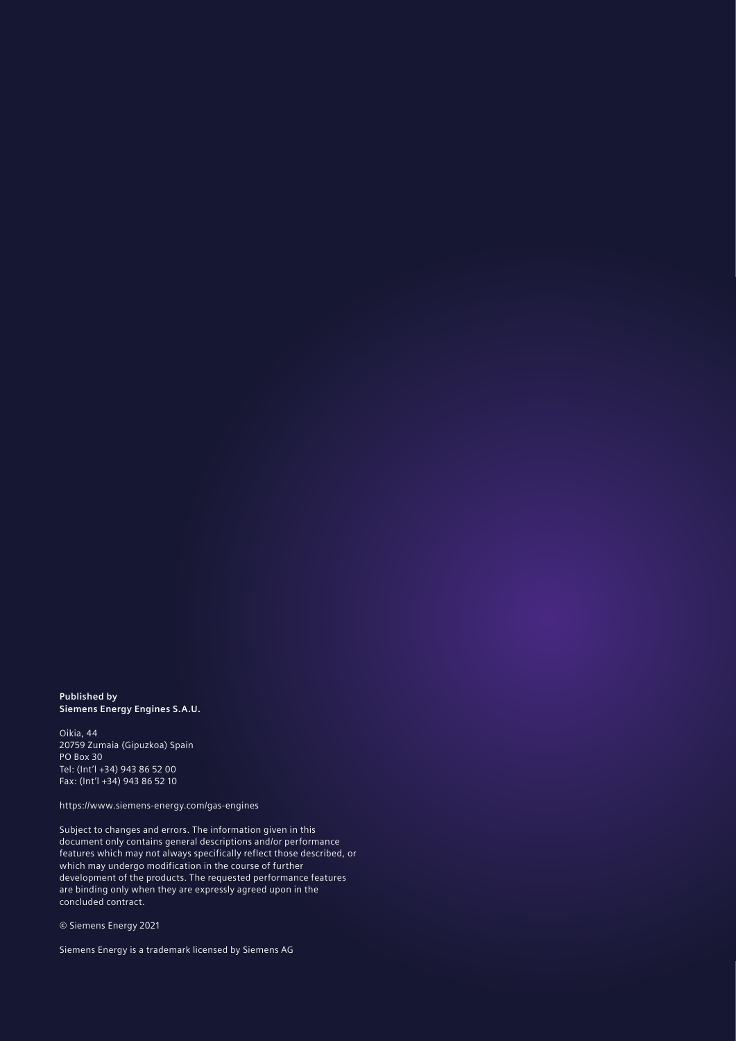**Published by**
**Siemens Energy Engines S.A.U.**

Oikia, 44
20759 Zumaia (Gipuzkoa) Spain
PO Box 30
Tel: (Int'l +34) 943 86 52 00
Fax: (Int'l +34) 943 86 52 10

https://www.siemens-energy.com/gas-engines

Subject to changes and errors. The information given in this document only contains general descriptions and/or performance features which may not always specifically reflect those described, or which may undergo modification in the course of further development of the products. The requested performance features are binding only when they are expressly agreed upon in the concluded contract.

© Siemens Energy 2021

Siemens Energy is a trademark licensed by Siemens AG